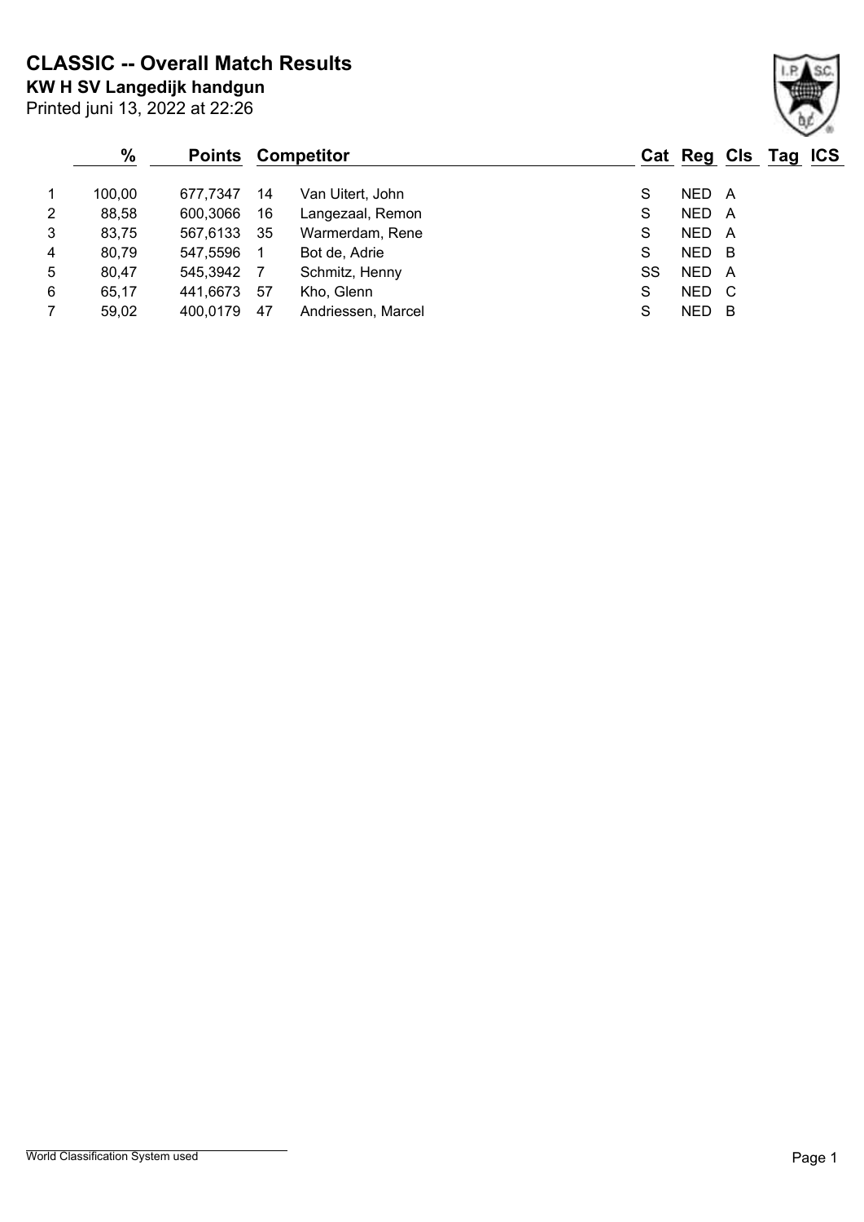# CLASSIC -- Overall Match Results

**KW H SV Langedijk handgun**

Printed juni 13, 2022 at 22:26

| | % | Points | Competitor | | Cat | Reg | Cls | Tag | ICS |
|---|---|---|---|---|---|---|---|---|---|
| 1 | 100,00 | 677,7347 | 14 | Van Uitert, John | S | NED | A | | |
| 2 | 88,58 | 600,3066 | 16 | Langezaal, Remon | S | NED | A | | |
| 3 | 83,75 | 567,6133 | 35 | Warmerdam, Rene | S | NED | A | | |
| 4 | 80,79 | 547,5596 | 1 | Bot de, Adrie | S | NED | B | | |
| 5 | 80,47 | 545,3942 | 7 | Schmitz, Henny | SS | NED | A | | |
| 6 | 65,17 | 441,6673 | 57 | Kho, Glenn | S | NED | C | | |
| 7 | 59,02 | 400,0179 | 47 | Andriessen, Marcel | S | NED | B | | |

World Classification System used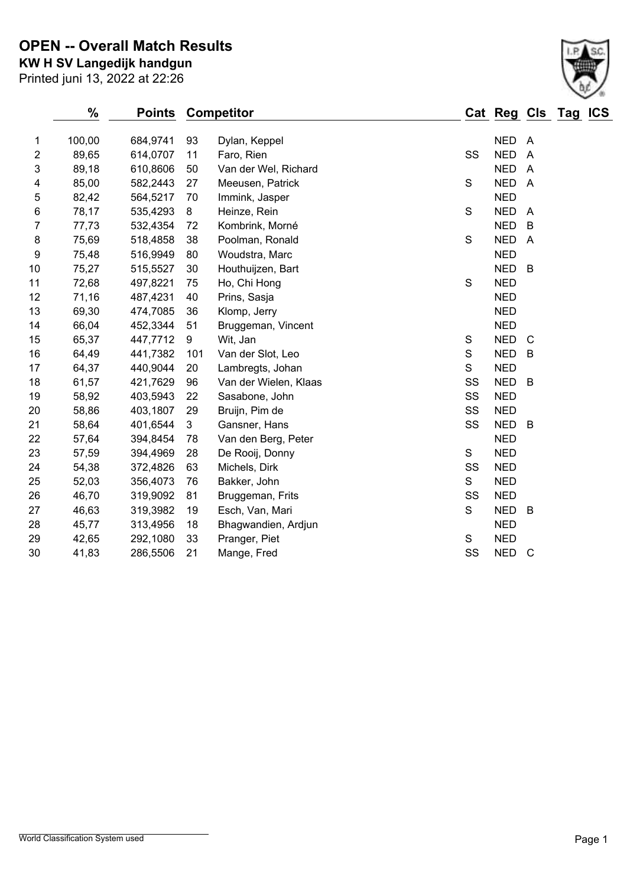# OPEN -- Overall Match Results

**KW H SV Langedijk handgun**

Printed juni 13, 2022 at 22:26

| | % | Points | Competitor | | Cat | Reg | Cls | Tag | ICS |
|---|---|---|---|---|---|---|---|---|---|
| 1 | 100,00 | 684,9741 | 93 | Dylan, Keppel | | NED | A | | |
| 2 | 89,65 | 614,0707 | 11 | Faro, Rien | SS | NED | A | | |
| 3 | 89,18 | 610,8606 | 50 | Van der Wel, Richard | | NED | A | | |
| 4 | 85,00 | 582,2443 | 27 | Meeusen, Patrick | S | NED | A | | |
| 5 | 82,42 | 564,5217 | 70 | Immink, Jasper | | NED | | | |
| 6 | 78,17 | 535,4293 | 8 | Heinze, Rein | S | NED | A | | |
| 7 | 77,73 | 532,4354 | 72 | Kombrink, Morné | | NED | B | | |
| 8 | 75,69 | 518,4858 | 38 | Poolman, Ronald | S | NED | A | | |
| 9 | 75,48 | 516,9949 | 80 | Woudstra, Marc | | NED | | | |
| 10 | 75,27 | 515,5527 | 30 | Houthuijzen, Bart | | NED | B | | |
| 11 | 72,68 | 497,8221 | 75 | Ho, Chi Hong | S | NED | | | |
| 12 | 71,16 | 487,4231 | 40 | Prins, Sasja | | NED | | | |
| 13 | 69,30 | 474,7085 | 36 | Klomp, Jerry | | NED | | | |
| 14 | 66,04 | 452,3344 | 51 | Bruggeman, Vincent | | NED | | | |
| 15 | 65,37 | 447,7712 | 9 | Wit, Jan | S | NED | C | | |
| 16 | 64,49 | 441,7382 | 101 | Van der Slot, Leo | S | NED | B | | |
| 17 | 64,37 | 440,9044 | 20 | Lambregts, Johan | S | NED | | | |
| 18 | 61,57 | 421,7629 | 96 | Van der Wielen, Klaas | SS | NED | B | | |
| 19 | 58,92 | 403,5943 | 22 | Sasabone, John | SS | NED | | | |
| 20 | 58,86 | 403,1807 | 29 | Bruijn, Pim de | SS | NED | | | |
| 21 | 58,64 | 401,6544 | 3 | Gansner, Hans | SS | NED | B | | |
| 22 | 57,64 | 394,8454 | 78 | Van den Berg, Peter | | NED | | | |
| 23 | 57,59 | 394,4969 | 28 | De Rooij, Donny | S | NED | | | |
| 24 | 54,38 | 372,4826 | 63 | Michels, Dirk | SS | NED | | | |
| 25 | 52,03 | 356,4073 | 76 | Bakker, John | S | NED | | | |
| 26 | 46,70 | 319,9092 | 81 | Bruggeman, Frits | SS | NED | | | |
| 27 | 46,63 | 319,3982 | 19 | Esch, Van, Mari | S | NED | B | | |
| 28 | 45,77 | 313,4956 | 18 | Bhagwandien, Ardjun | | NED | | | |
| 29 | 42,65 | 292,1080 | 33 | Pranger, Piet | S | NED | | | |
| 30 | 41,83 | 286,5506 | 21 | Mange, Fred | SS | NED | C | | |

World Classification System used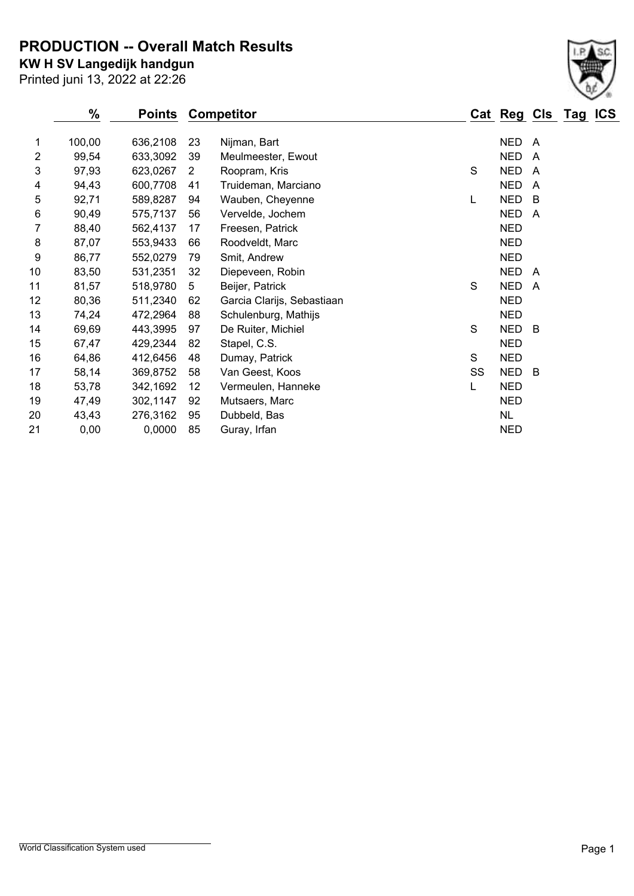# PRODUCTION -- Overall Match Results

**KW H SV Langedijk handgun**

Printed juni 13, 2022 at 22:26

| | % | Points | Competitor | | Cat | Reg | Cls | Tag | ICS |
|---|---|---|---|---|---|---|---|---|---|
| 1 | 100,00 | 636,2108 | 23 | Nijman, Bart | | NED | A | | |
| 2 | 99,54 | 633,3092 | 39 | Meulmeester, Ewout | | NED | A | | |
| 3 | 97,93 | 623,0267 | 2 | Roopram, Kris | S | NED | A | | |
| 4 | 94,43 | 600,7708 | 41 | Truideman, Marciano | | NED | A | | |
| 5 | 92,71 | 589,8287 | 94 | Wauben, Cheyenne | L | NED | B | | |
| 6 | 90,49 | 575,7137 | 56 | Vervelde, Jochem | | NED | A | | |
| 7 | 88,40 | 562,4137 | 17 | Freesen, Patrick | | NED | | | |
| 8 | 87,07 | 553,9433 | 66 | Roodveldt, Marc | | NED | | | |
| 9 | 86,77 | 552,0279 | 79 | Smit, Andrew | | NED | | | |
| 10 | 83,50 | 531,2351 | 32 | Diepeveen, Robin | | NED | A | | |
| 11 | 81,57 | 518,9780 | 5 | Beijer, Patrick | S | NED | A | | |
| 12 | 80,36 | 511,2340 | 62 | Garcia Clarijs, Sebastiaan | | NED | | | |
| 13 | 74,24 | 472,2964 | 88 | Schulenburg, Mathijs | | NED | | | |
| 14 | 69,69 | 443,3995 | 97 | De Ruiter, Michiel | S | NED | B | | |
| 15 | 67,47 | 429,2344 | 82 | Stapel, C.S. | | NED | | | |
| 16 | 64,86 | 412,6456 | 48 | Dumay, Patrick | S | NED | | | |
| 17 | 58,14 | 369,8752 | 58 | Van Geest, Koos | SS | NED | B | | |
| 18 | 53,78 | 342,1692 | 12 | Vermeulen, Hanneke | L | NED | | | |
| 19 | 47,49 | 302,1147 | 92 | Mutsaers, Marc | | NED | | | |
| 20 | 43,43 | 276,3162 | 95 | Dubbeld, Bas | | NL | | | |
| 21 | 0,00 | 0,0000 | 85 | Guray, Irfan | | NED | | | |

World Classification System used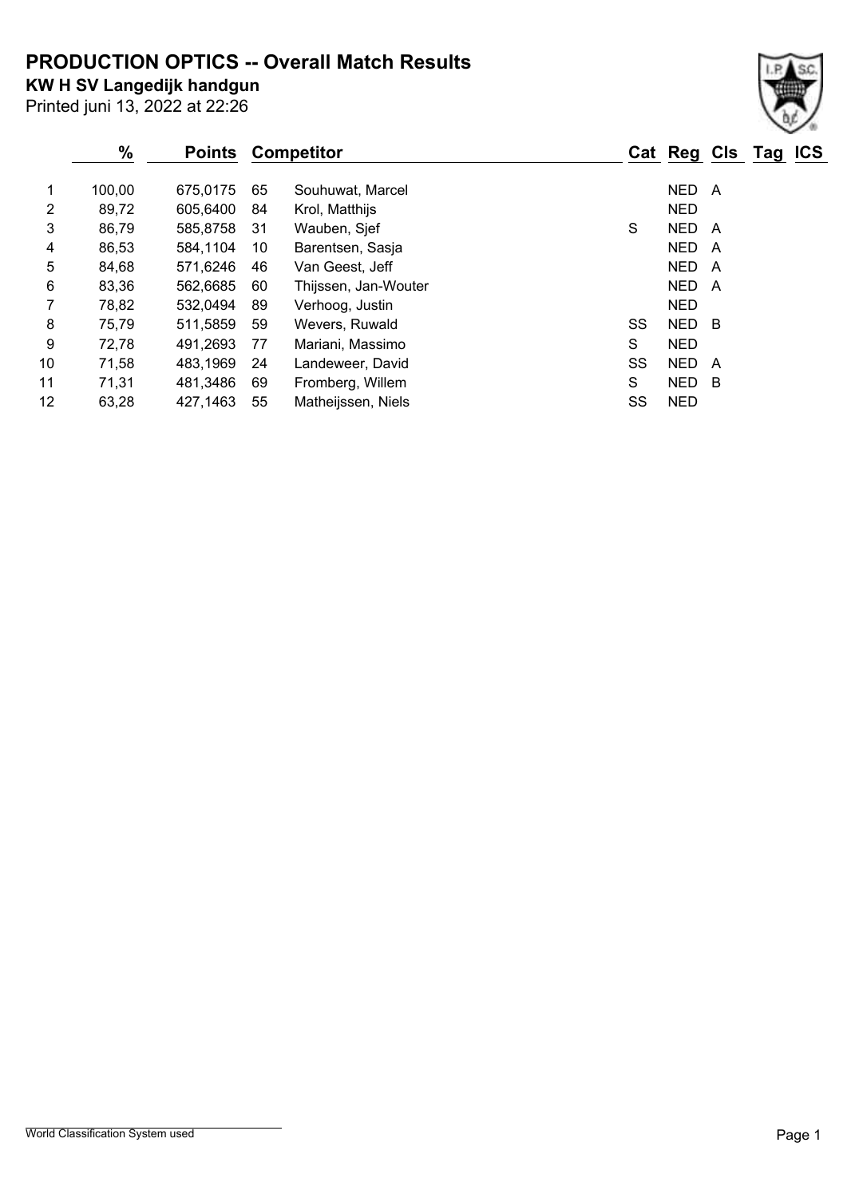# PRODUCTION OPTICS -- Overall Match Results

**KW H SV Langedijk handgun**

Printed juni 13, 2022 at 22:26

| | % | Points | | Competitor | Cat | Reg | Cls | Tag | ICS |
|---|---|---|---|---|---|---|---|---|---|
| 1 | 100,00 | 675,0175 | 65 | Souhuwat, Marcel | | NED | A | | |
| 2 | 89,72 | 605,6400 | 84 | Krol, Matthijs | | NED | | | |
| 3 | 86,79 | 585,8758 | 31 | Wauben, Sjef | S | NED | A | | |
| 4 | 86,53 | 584,1104 | 10 | Barentsen, Sasja | | NED | A | | |
| 5 | 84,68 | 571,6246 | 46 | Van Geest, Jeff | | NED | A | | |
| 6 | 83,36 | 562,6685 | 60 | Thijssen, Jan-Wouter | | NED | A | | |
| 7 | 78,82 | 532,0494 | 89 | Verhoog, Justin | | NED | | | |
| 8 | 75,79 | 511,5859 | 59 | Wevers, Ruwald | SS | NED | B | | |
| 9 | 72,78 | 491,2693 | 77 | Mariani, Massimo | S | NED | | | |
| 10 | 71,58 | 483,1969 | 24 | Landeweer, David | SS | NED | A | | |
| 11 | 71,31 | 481,3486 | 69 | Fromberg, Willem | S | NED | B | | |
| 12 | 63,28 | 427,1463 | 55 | Matheijssen, Niels | SS | NED | | | |

World Classification System used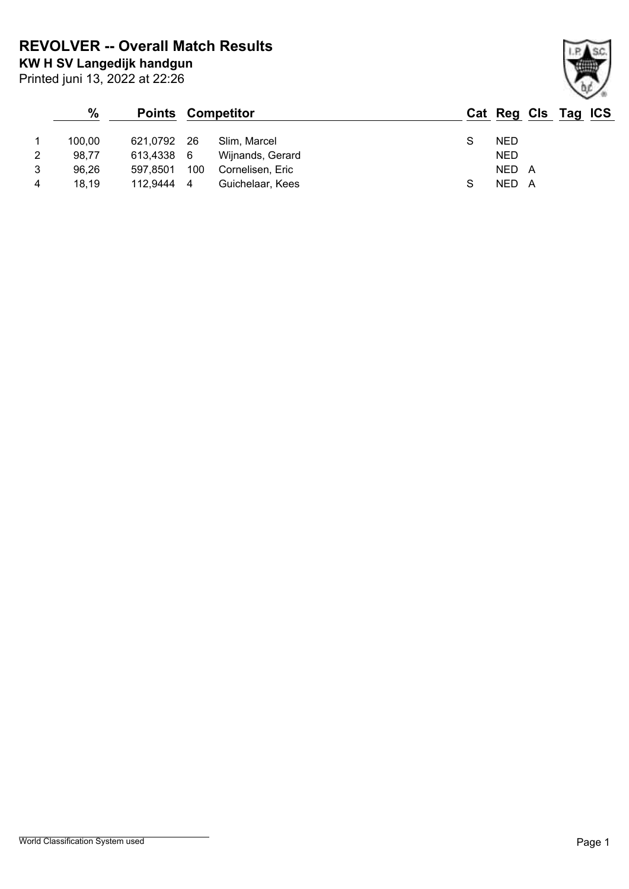# REVOLVER -- Overall Match Results

**KW H SV Langedijk handgun**

Printed juni 13, 2022 at 22:26

| | % | Points | | Competitor | Cat | Reg | Cls | Tag | ICS |
|---|---|---|---|---|---|---|---|---|---|
| 1 | 100,00 | 621,0792 | 26 | Slim, Marcel | S | NED | | | |
| 2 | 98,77 | 613,4338 | 6 | Wijnands, Gerard | | NED | | | |
| 3 | 96,26 | 597,8501 | 100 | Cornelisen, Eric | | NED | A | | |
| 4 | 18,19 | 112,9444 | 4 | Guichelaar, Kees | S | NED | A | | |

World Classification System used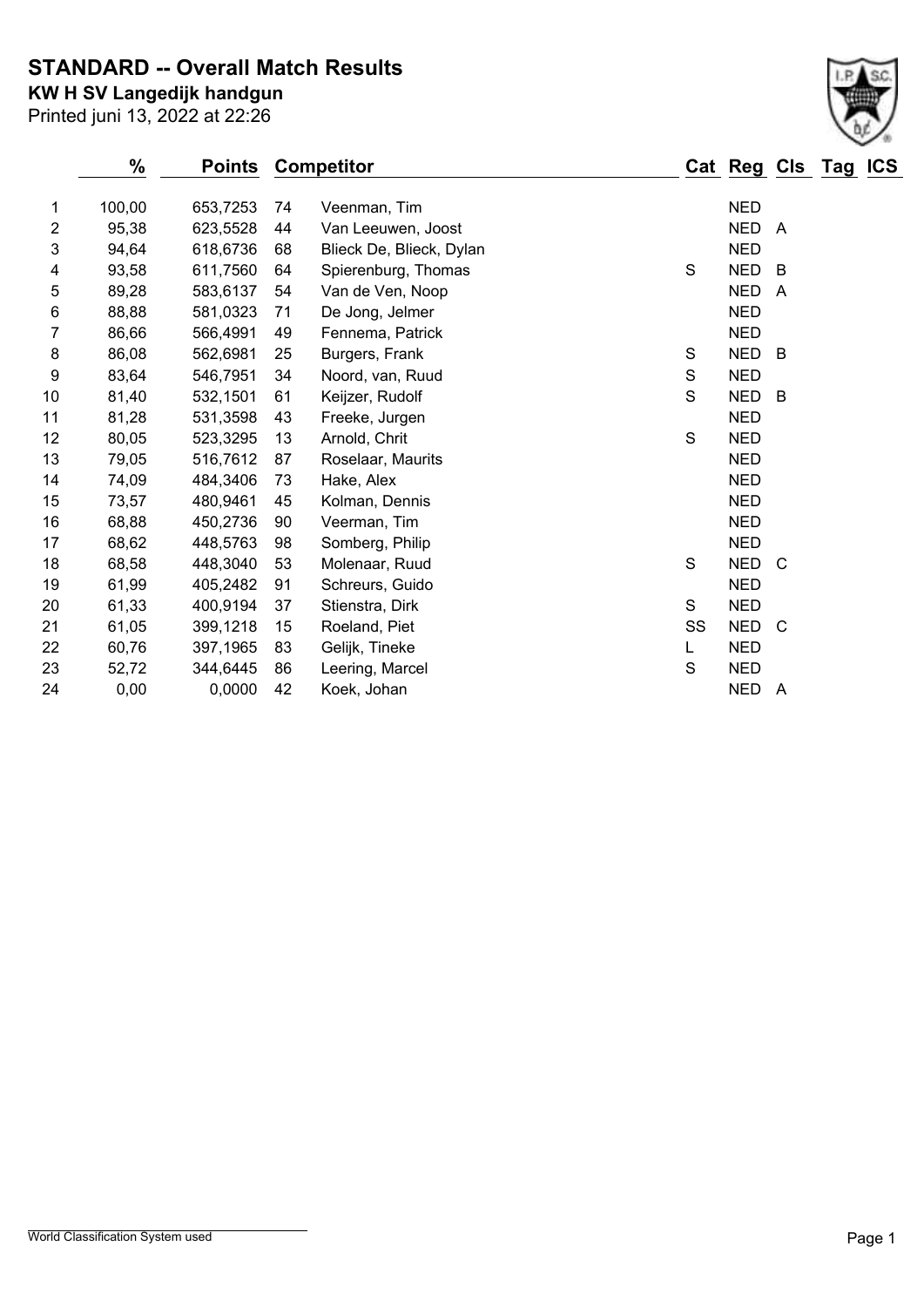# STANDARD -- Overall Match Results

**KW H SV Langedijk handgun**

Printed juni 13, 2022 at 22:26

| | % | Points | | Competitor | Cat | Reg | Cls | Tag | ICS |
|---|---|---|---|---|---|---|---|---|---|
| 1 | 100,00 | 653,7253 | 74 | Veenman, Tim | | NED | | | |
| 2 | 95,38 | 623,5528 | 44 | Van Leeuwen, Joost | | NED | A | | |
| 3 | 94,64 | 618,6736 | 68 | Blieck De, Blieck, Dylan | | NED | | | |
| 4 | 93,58 | 611,7560 | 64 | Spierenburg, Thomas | S | NED | B | | |
| 5 | 89,28 | 583,6137 | 54 | Van de Ven, Noop | | NED | A | | |
| 6 | 88,88 | 581,0323 | 71 | De Jong, Jelmer | | NED | | | |
| 7 | 86,66 | 566,4991 | 49 | Fennema, Patrick | | NED | | | |
| 8 | 86,08 | 562,6981 | 25 | Burgers, Frank | S | NED | B | | |
| 9 | 83,64 | 546,7951 | 34 | Noord, van, Ruud | S | NED | | | |
| 10 | 81,40 | 532,1501 | 61 | Keijzer, Rudolf | S | NED | B | | |
| 11 | 81,28 | 531,3598 | 43 | Freeke, Jurgen | | NED | | | |
| 12 | 80,05 | 523,3295 | 13 | Arnold, Chrit | S | NED | | | |
| 13 | 79,05 | 516,7612 | 87 | Roselaar, Maurits | | NED | | | |
| 14 | 74,09 | 484,3406 | 73 | Hake, Alex | | NED | | | |
| 15 | 73,57 | 480,9461 | 45 | Kolman, Dennis | | NED | | | |
| 16 | 68,88 | 450,2736 | 90 | Veerman, Tim | | NED | | | |
| 17 | 68,62 | 448,5763 | 98 | Somberg, Philip | | NED | | | |
| 18 | 68,58 | 448,3040 | 53 | Molenaar, Ruud | S | NED | C | | |
| 19 | 61,99 | 405,2482 | 91 | Schreurs, Guido | | NED | | | |
| 20 | 61,33 | 400,9194 | 37 | Stienstra, Dirk | S | NED | | | |
| 21 | 61,05 | 399,1218 | 15 | Roeland, Piet | SS | NED | C | | |
| 22 | 60,76 | 397,1965 | 83 | Gelijk, Tineke | L | NED | | | |
| 23 | 52,72 | 344,6445 | 86 | Leering, Marcel | S | NED | | | |
| 24 | 0,00 | 0,0000 | 42 | Koek, Johan | | NED | A | | |

World Classification System used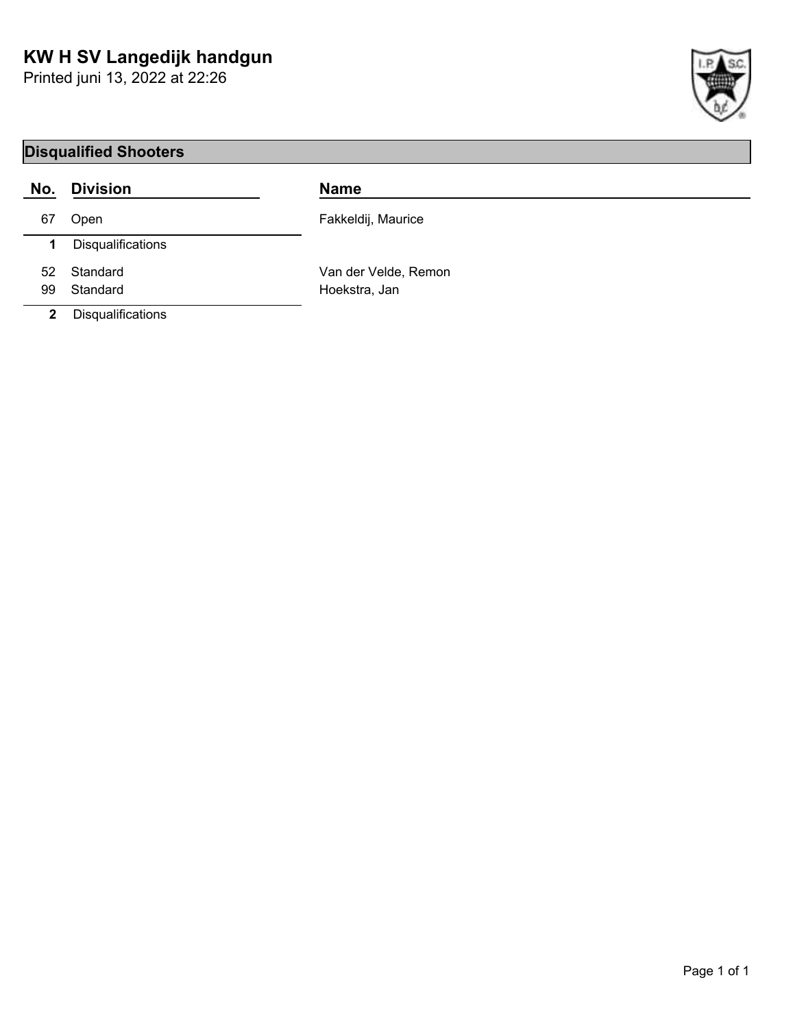# KW H SV Langedijk handgun

Printed juni 13, 2022 at 22:26

## Disqualified Shooters

| No. | Division | Name |
| --- | --- | --- |
| 67 | Open | Fakkeldij, Maurice |
| **1** | Disqualifications | |
| 52 | Standard | Van der Velde, Remon |
| 99 | Standard | Hoekstra, Jan |
| **2** | Disqualifications | |